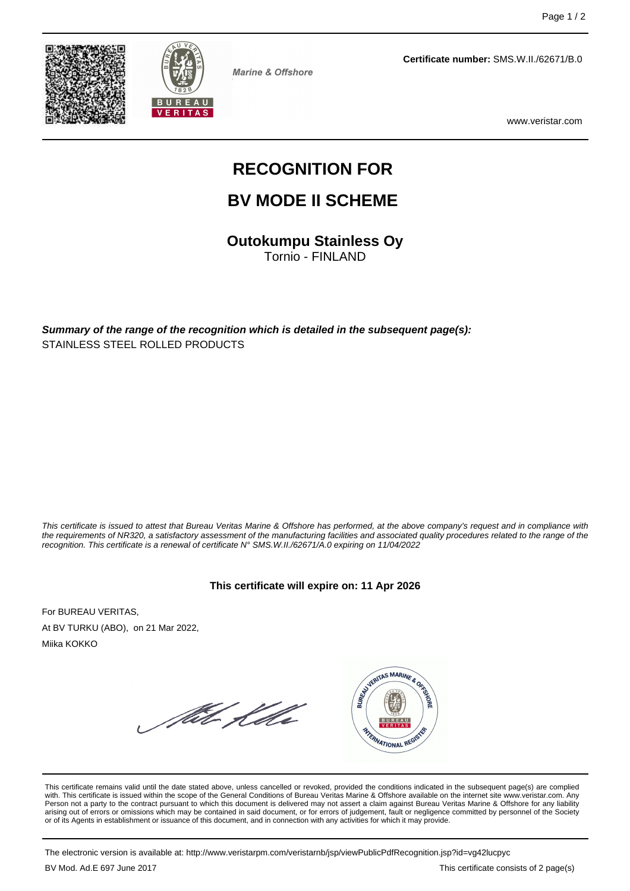Marine & Offshore

**Certificate number:** SMS.W.II./62671/B.0

www.veristar.com

# RECOGNITION FOR

# BV MODE II SCHEME

## Outokumpu Stainless Oy

Tornio - FINLAND

***Summary of the range of the recognition which is detailed in the subsequent page(s):***

STAINLESS STEEL ROLLED PRODUCTS

*This certificate is issued to attest that Bureau Veritas Marine & Offshore has performed, at the above company's request and in compliance with the requirements of NR320, a satisfactory assessment of the manufacturing facilities and associated quality procedures related to the range of the recognition. This certificate is a renewal of certificate N° SMS.W.II./62671/A.0 expiring on 11/04/2022*

**This certificate will expire on: 11 Apr 2026**

For BUREAU VERITAS,

At BV TURKU (ABO), on 21 Mar 2022,

Miika KOKKO

This certificate remains valid until the date stated above, unless cancelled or revoked, provided the conditions indicated in the subsequent page(s) are complied with. This certificate is issued within the scope of the General Conditions of Bureau Veritas Marine & Offshore available on the internet site www.veristar.com. Any Person not a party to the contract pursuant to which this document is delivered may not assert a claim against Bureau Veritas Marine & Offshore for any liability arising out of errors or omissions which may be contained in said document, or for errors of judgement, fault or negligence committed by personnel of the Society or of its Agents in establishment or issuance of this document, and in connection with any activities for which it may provide.

The electronic version is available at: http://www.veristarpm.com/veristarnb/jsp/viewPublicPdfRecognition.jsp?id=vg42lucpyc

BV Mod. Ad.E 697 June 2017

This certificate consists of 2 page(s)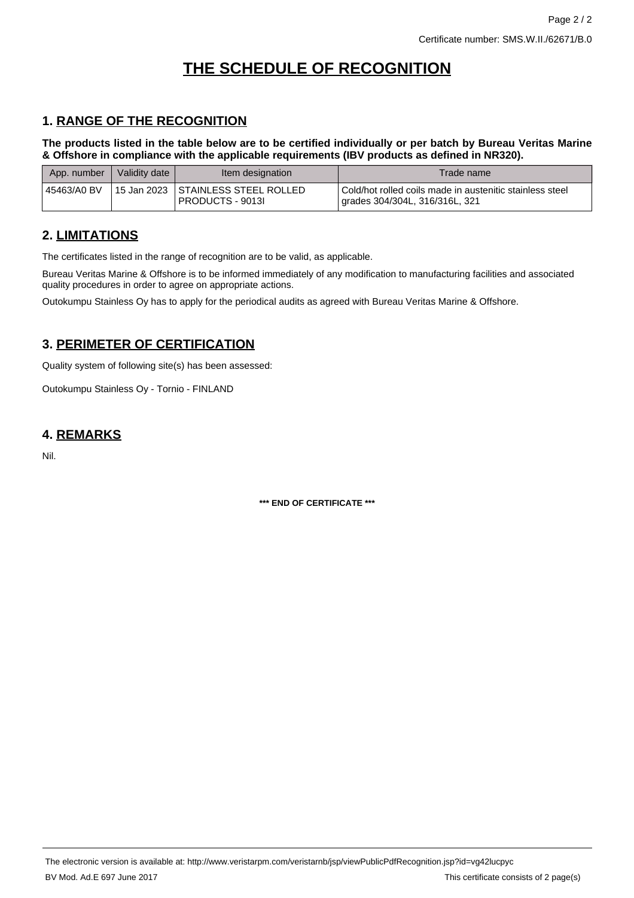Certificate number: SMS.W.II./62671/B.0

# THE SCHEDULE OF RECOGNITION

## 1. RANGE OF THE RECOGNITION

**The products listed in the table below are to be certified individually or per batch by Bureau Veritas Marine & Offshore in compliance with the applicable requirements (IBV products as defined in NR320).**

| App. number | Validity date | Item designation | Trade name |
|---|---|---|---|
| 45463/A0 BV | 15 Jan 2023 | STAINLESS STEEL ROLLED PRODUCTS - 9013I | Cold/hot rolled coils made in austenitic stainless steel grades 304/304L, 316/316L, 321 |

## 2. LIMITATIONS

The certificates listed in the range of recognition are to be valid, as applicable.

Bureau Veritas Marine & Offshore is to be informed immediately of any modification to manufacturing facilities and associated quality procedures in order to agree on appropriate actions.

Outokumpu Stainless Oy has to apply for the periodical audits as agreed with Bureau Veritas Marine & Offshore.

## 3. PERIMETER OF CERTIFICATION

Quality system of following site(s) has been assessed:

Outokumpu Stainless Oy - Tornio - FINLAND

## 4. REMARKS

Nil.

**\*\*\* END OF CERTIFICATE \*\*\***

The electronic version is available at: http://www.veristarpm.com/veristarnb/jsp/viewPublicPdfRecognition.jsp?id=vg42lucpyc

BV Mod. Ad.E 697 June 2017

This certificate consists of 2 page(s)